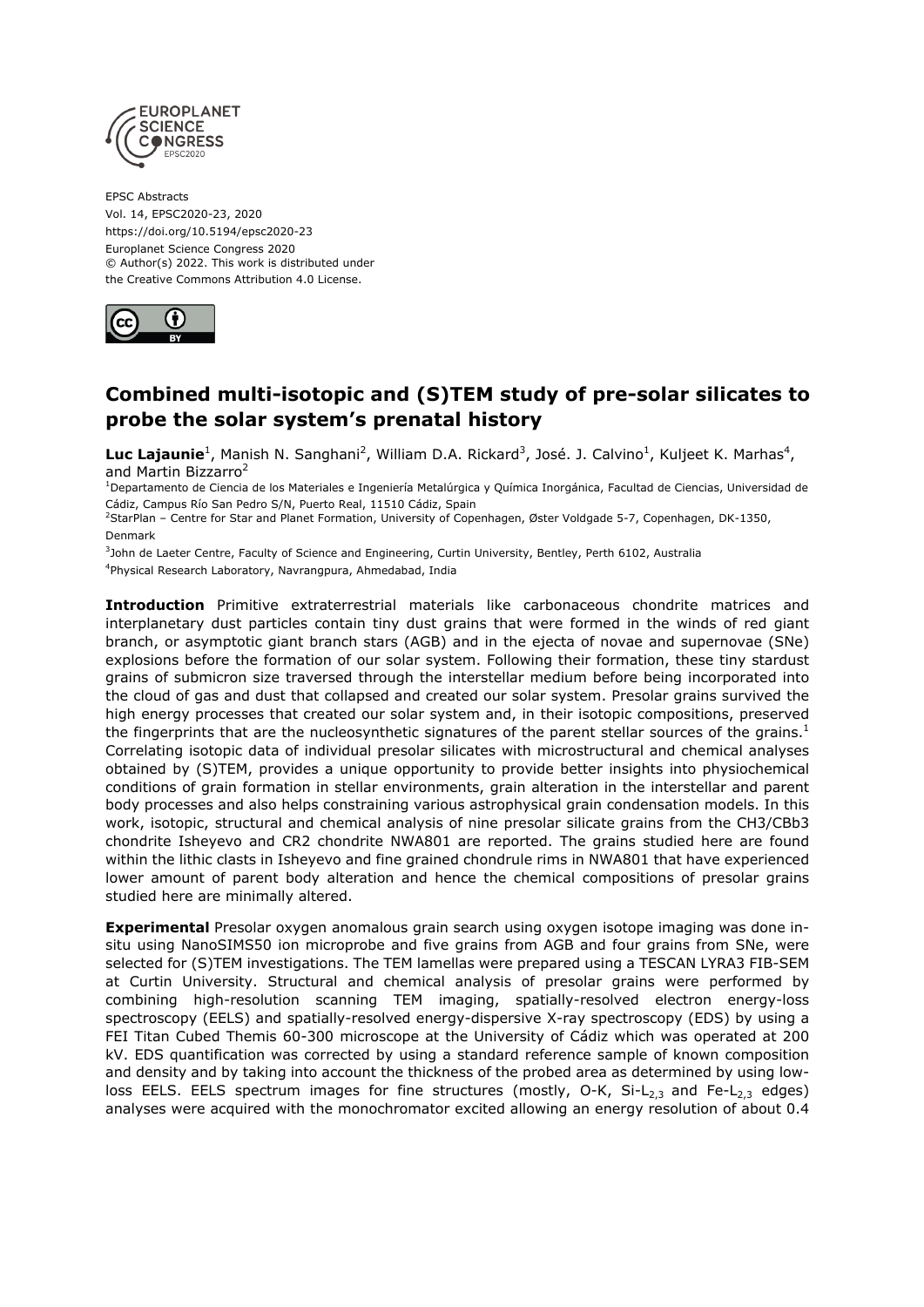EPSC Abstracts
Vol. 14, EPSC2020-23, 2020
https://doi.org/10.5194/epsc2020-23
Europlanet Science Congress 2020
© Author(s) 2022. This work is distributed under
the Creative Commons Attribution 4.0 License.

# Combined multi-isotopic and (S)TEM study of pre-solar silicates to probe the solar system's prenatal history

**Luc Lajaunie**[1], Manish N. Sanghani[2], William D.A. Rickard[3], José. J. Calvino[1], Kuljeet K. Marhas[4], and Martin Bizzarro[2]

[1]Departamento de Ciencia de los Materiales e Ingeniería Metalúrgica y Química Inorgánica, Facultad de Ciencias, Universidad de Cádiz, Campus Río San Pedro S/N, Puerto Real, 11510 Cádiz, Spain
[2]StarPlan – Centre for Star and Planet Formation, University of Copenhagen, Øster Voldgade 5-7, Copenhagen, DK-1350, Denmark
[3]John de Laeter Centre, Faculty of Science and Engineering, Curtin University, Bentley, Perth 6102, Australia
[4]Physical Research Laboratory, Navrangpura, Ahmedabad, India

**Introduction** Primitive extraterrestrial materials like carbonaceous chondrite matrices and interplanetary dust particles contain tiny dust grains that were formed in the winds of red giant branch, or asymptotic giant branch stars (AGB) and in the ejecta of novae and supernovae (SNe) explosions before the formation of our solar system. Following their formation, these tiny stardust grains of submicron size traversed through the interstellar medium before being incorporated into the cloud of gas and dust that collapsed and created our solar system. Presolar grains survived the high energy processes that created our solar system and, in their isotopic compositions, preserved the fingerprints that are the nucleosynthetic signatures of the parent stellar sources of the grains.[1] Correlating isotopic data of individual presolar silicates with microstructural and chemical analyses obtained by (S)TEM, provides a unique opportunity to provide better insights into physiochemical conditions of grain formation in stellar environments, grain alteration in the interstellar and parent body processes and also helps constraining various astrophysical grain condensation models. In this work, isotopic, structural and chemical analysis of nine presolar silicate grains from the CH3/CBb3 chondrite Isheyevo and CR2 chondrite NWA801 are reported. The grains studied here are found within the lithic clasts in Isheyevo and fine grained chondrule rims in NWA801 that have experienced lower amount of parent body alteration and hence the chemical compositions of presolar grains studied here are minimally altered.

**Experimental** Presolar oxygen anomalous grain search using oxygen isotope imaging was done in-situ using NanoSIMS50 ion microprobe and five grains from AGB and four grains from SNe, were selected for (S)TEM investigations. The TEM lamellas were prepared using a TESCAN LYRA3 FIB-SEM at Curtin University. Structural and chemical analysis of presolar grains were performed by combining high-resolution scanning TEM imaging, spatially-resolved electron energy-loss spectroscopy (EELS) and spatially-resolved energy-dispersive X-ray spectroscopy (EDS) by using a FEI Titan Cubed Themis 60-300 microscope at the University of Cádiz which was operated at 200 kV. EDS quantification was corrected by using a standard reference sample of known composition and density and by taking into account the thickness of the probed area as determined by using low-loss EELS. EELS spectrum images for fine structures (mostly, O-K, Si-$L_{2,3}$ and Fe-$L_{2,3}$ edges) analyses were acquired with the monochromator excited allowing an energy resolution of about 0.4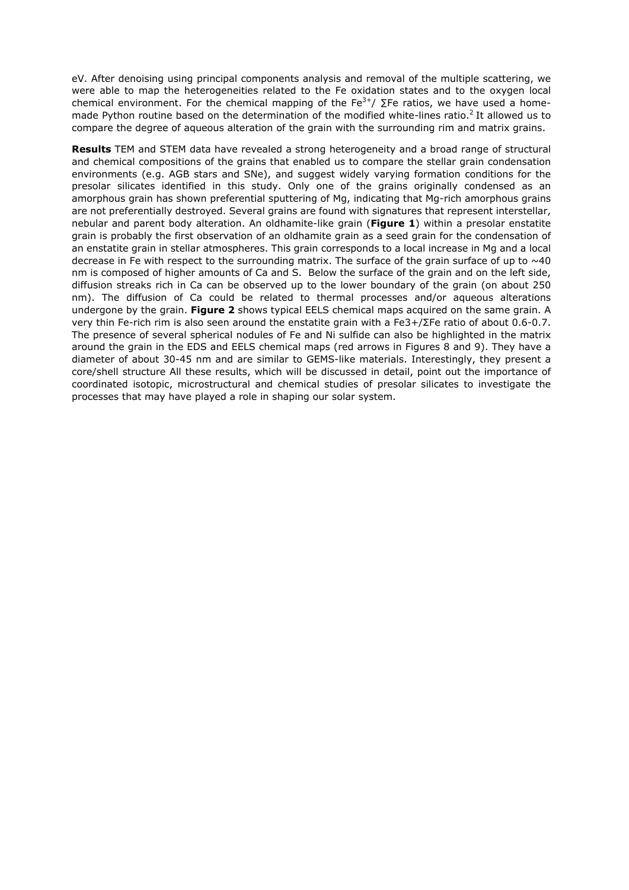eV. After denoising using principal components analysis and removal of the multiple scattering, we were able to map the heterogeneities related to the Fe oxidation states and to the oxygen local chemical environment. For the chemical mapping of the $Fe^{3+}$/ $\Sigma$Fe ratios, we have used a home-made Python routine based on the determination of the modified white-lines ratio.[2] It allowed us to compare the degree of aqueous alteration of the grain with the surrounding rim and matrix grains.

**Results** TEM and STEM data have revealed a strong heterogeneity and a broad range of structural and chemical compositions of the grains that enabled us to compare the stellar grain condensation environments (e.g. AGB stars and SNe), and suggest widely varying formation conditions for the presolar silicates identified in this study. Only one of the grains originally condensed as an amorphous grain has shown preferential sputtering of Mg, indicating that Mg-rich amorphous grains are not preferentially destroyed. Several grains are found with signatures that represent interstellar, nebular and parent body alteration. An oldhamite-like grain (**Figure 1**) within a presolar enstatite grain is probably the first observation of an oldhamite grain as a seed grain for the condensation of an enstatite grain in stellar atmospheres. This grain corresponds to a local increase in Mg and a local decrease in Fe with respect to the surrounding matrix. The surface of the grain surface of up to ~40 nm is composed of higher amounts of Ca and S. Below the surface of the grain and on the left side, diffusion streaks rich in Ca can be observed up to the lower boundary of the grain (on about 250 nm). The diffusion of Ca could be related to thermal processes and/or aqueous alterations undergone by the grain. **Figure 2** shows typical EELS chemical maps acquired on the same grain. A very thin Fe-rich rim is also seen around the enstatite grain with a $Fe^{3+}/\Sigma Fe$ ratio of about 0.6-0.7. The presence of several spherical nodules of Fe and Ni sulfide can also be highlighted in the matrix around the grain in the EDS and EELS chemical maps (red arrows in Figures 8 and 9). They have a diameter of about 30-45 nm and are similar to GEMS-like materials. Interestingly, they present a core/shell structure All these results, which will be discussed in detail, point out the importance of coordinated isotopic, microstructural and chemical studies of presolar silicates to investigate the processes that may have played a role in shaping our solar system.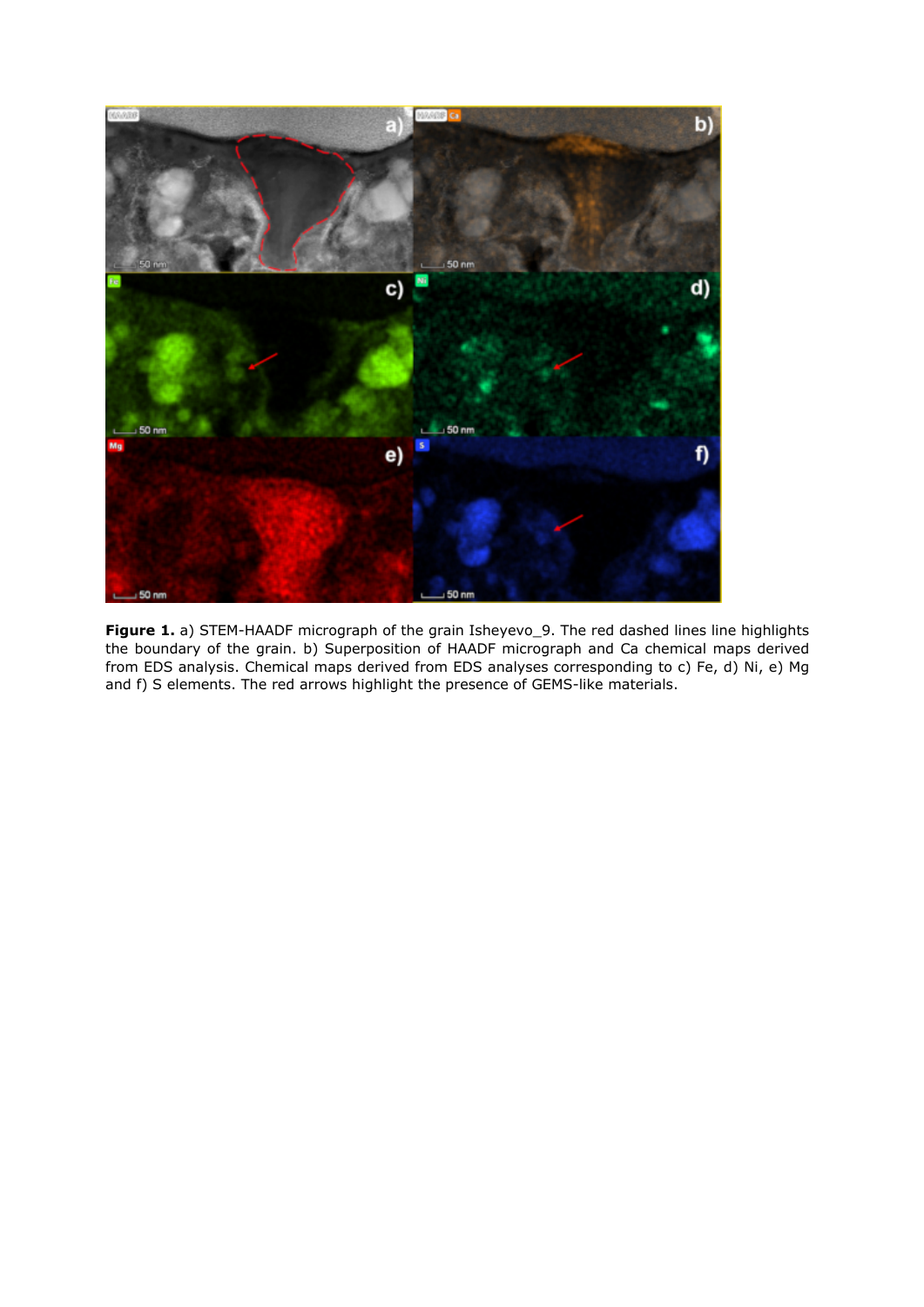**Figure 1.** a) STEM-HAADF micrograph of the grain Isheyevo_9. The red dashed lines line highlights the boundary of the grain. b) Superposition of HAADF micrograph and Ca chemical maps derived from EDS analysis. Chemical maps derived from EDS analyses corresponding to c) Fe, d) Ni, e) Mg and f) S elements. The red arrows highlight the presence of GEMS-like materials.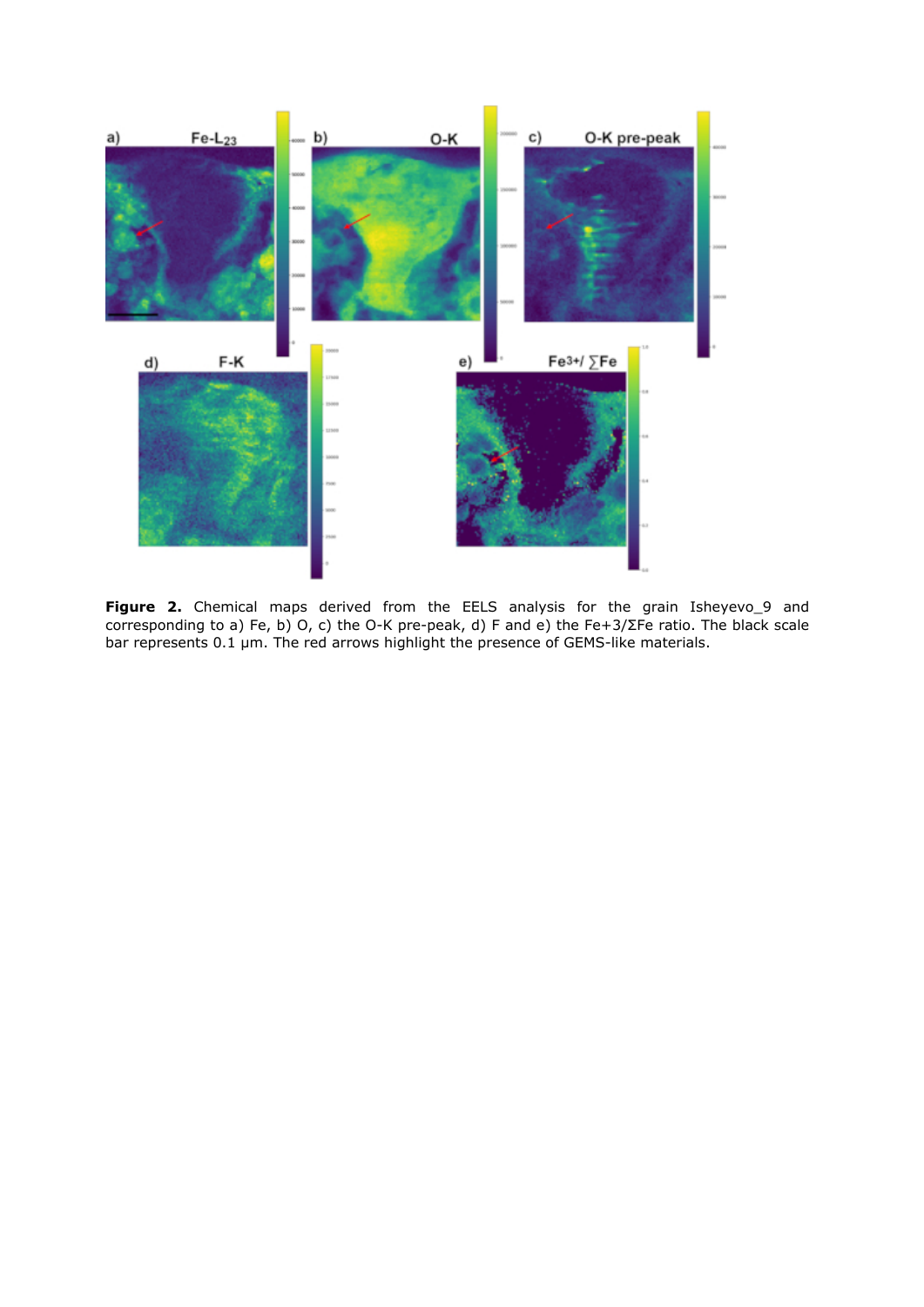a) Fe-L23

b) O-K

c) O-K pre-peak

d) F-K

e) Fe3+/ ∑Fe

**Figure 2.** Chemical maps derived from the EELS analysis for the grain Isheyevo_9 and corresponding to a) Fe, b) O, c) the O-K pre-peak, d) F and e) the $Fe^{+3}/\Sigma Fe$ ratio. The black scale bar represents 0.1 µm. The red arrows highlight the presence of GEMS-like materials.